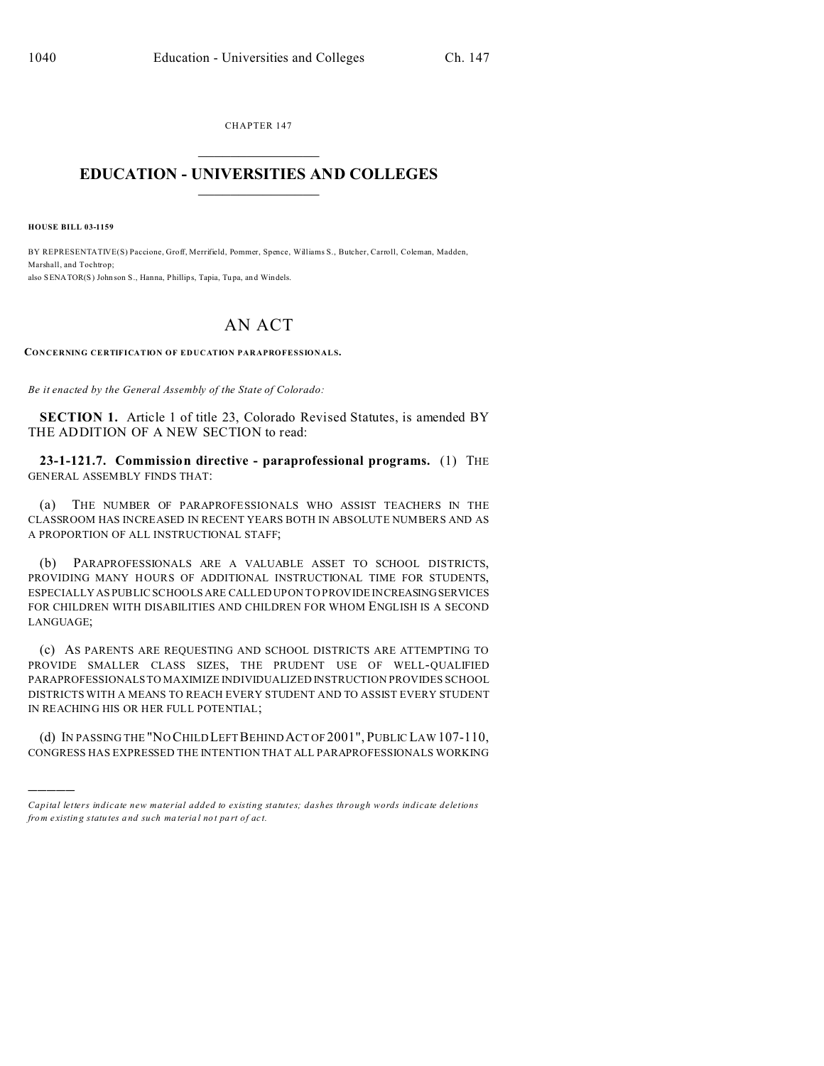CHAPTER 147

# EDUCATION - UNIVERSITIES AND COLLEGES

**HOUSE BILL 03-1159**

BY REPRESENTATIVE(S) Paccione, Groff, Merrifield, Pommer, Spence, Williams S., Butcher, Carroll, Coleman, Madden, Marshall, and Tochtrop;
also SENATOR(S) Johnson S., Hanna, Phillips, Tapia, Tupa, and Windels.

## AN ACT

**CONCERNING CERTIFICATION OF EDUCATION PARAPROFESSIONALS.**

*Be it enacted by the General Assembly of the State of Colorado:*

**SECTION 1.** Article 1 of title 23, Colorado Revised Statutes, is amended BY THE ADDITION OF A NEW SECTION to read:

**23-1-121.7. Commission directive - paraprofessional programs.** (1) THE GENERAL ASSEMBLY FINDS THAT:

(a) THE NUMBER OF PARAPROFESSIONALS WHO ASSIST TEACHERS IN THE CLASSROOM HAS INCREASED IN RECENT YEARS BOTH IN ABSOLUTE NUMBERS AND AS A PROPORTION OF ALL INSTRUCTIONAL STAFF;

(b) PARAPROFESSIONALS ARE A VALUABLE ASSET TO SCHOOL DISTRICTS, PROVIDING MANY HOURS OF ADDITIONAL INSTRUCTIONAL TIME FOR STUDENTS, ESPECIALLY AS PUBLIC SCHOOLS ARE CALLED UPON TO PROVIDE INCREASING SERVICES FOR CHILDREN WITH DISABILITIES AND CHILDREN FOR WHOM ENGLISH IS A SECOND LANGUAGE;

(c) AS PARENTS ARE REQUESTING AND SCHOOL DISTRICTS ARE ATTEMPTING TO PROVIDE SMALLER CLASS SIZES, THE PRUDENT USE OF WELL-QUALIFIED PARAPROFESSIONALS TO MAXIMIZE INDIVIDUALIZED INSTRUCTION PROVIDES SCHOOL DISTRICTS WITH A MEANS TO REACH EVERY STUDENT AND TO ASSIST EVERY STUDENT IN REACHING HIS OR HER FULL POTENTIAL;

(d) IN PASSING THE "NO CHILD LEFT BEHIND ACT OF 2001", PUBLIC LAW 107-110, CONGRESS HAS EXPRESSED THE INTENTION THAT ALL PARAPROFESSIONALS WORKING

---

*Capital letters indicate new material added to existing statutes; dashes through words indicate deletions from existing statutes and such material not part of act.*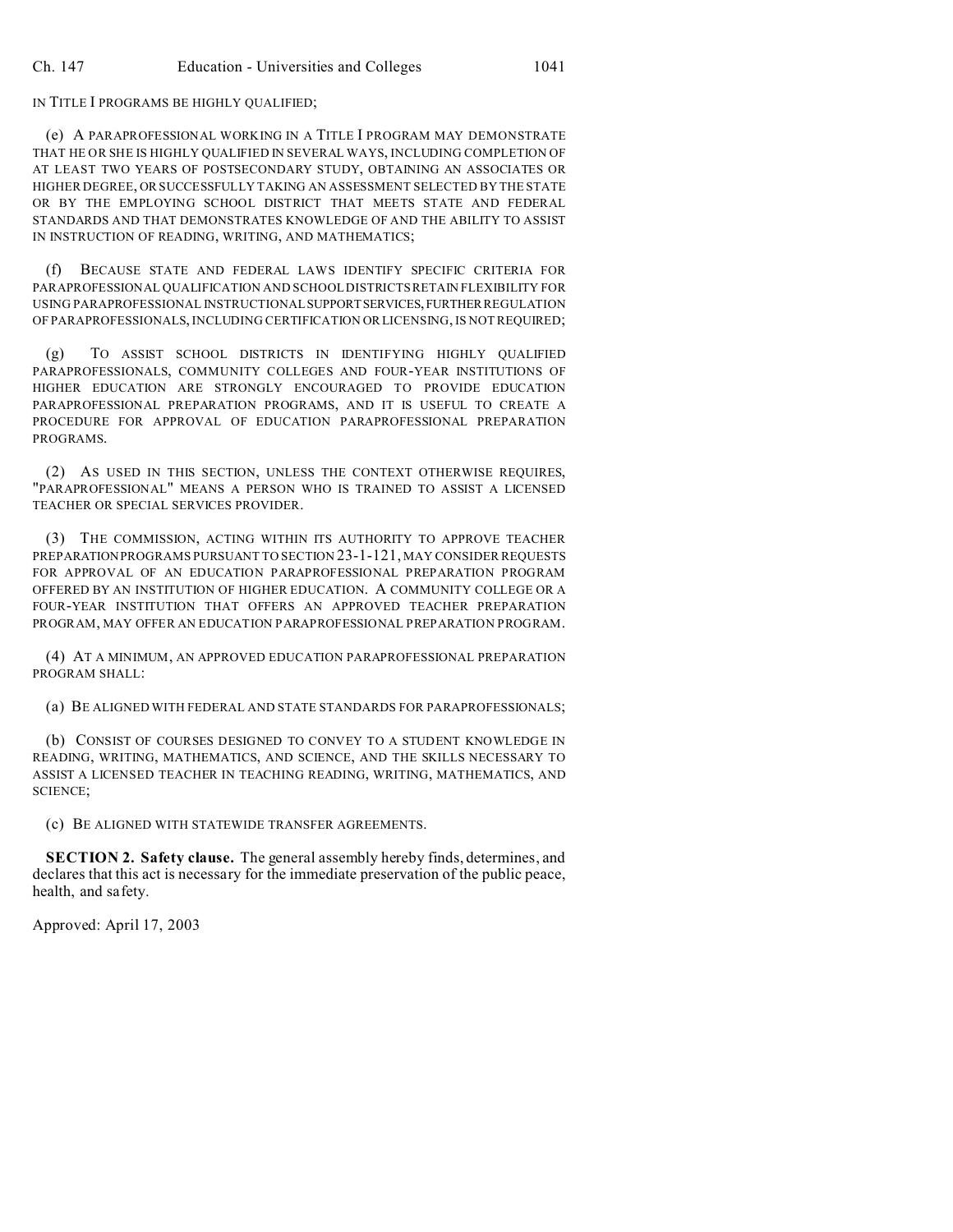IN TITLE I PROGRAMS BE HIGHLY QUALIFIED;

(e) A PARAPROFESSIONAL WORKING IN A TITLE I PROGRAM MAY DEMONSTRATE THAT HE OR SHE IS HIGHLY QUALIFIED IN SEVERAL WAYS, INCLUDING COMPLETION OF AT LEAST TWO YEARS OF POSTSECONDARY STUDY, OBTAINING AN ASSOCIATES OR HIGHER DEGREE, OR SUCCESSFULLY TAKING AN ASSESSMENT SELECTED BY THE STATE OR BY THE EMPLOYING SCHOOL DISTRICT THAT MEETS STATE AND FEDERAL STANDARDS AND THAT DEMONSTRATES KNOWLEDGE OF AND THE ABILITY TO ASSIST IN INSTRUCTION OF READING, WRITING, AND MATHEMATICS;

(f) BECAUSE STATE AND FEDERAL LAWS IDENTIFY SPECIFIC CRITERIA FOR PARAPROFESSIONAL QUALIFICATION AND SCHOOL DISTRICTS RETAIN FLEXIBILITY FOR USING PARAPROFESSIONAL INSTRUCTIONAL SUPPORT SERVICES, FURTHER REGULATION OF PARAPROFESSIONALS, INCLUDING CERTIFICATION OR LICENSING, IS NOT REQUIRED;

(g) TO ASSIST SCHOOL DISTRICTS IN IDENTIFYING HIGHLY QUALIFIED PARAPROFESSIONALS, COMMUNITY COLLEGES AND FOUR-YEAR INSTITUTIONS OF HIGHER EDUCATION ARE STRONGLY ENCOURAGED TO PROVIDE EDUCATION PARAPROFESSIONAL PREPARATION PROGRAMS, AND IT IS USEFUL TO CREATE A PROCEDURE FOR APPROVAL OF EDUCATION PARAPROFESSIONAL PREPARATION PROGRAMS.

(2) AS USED IN THIS SECTION, UNLESS THE CONTEXT OTHERWISE REQUIRES, "PARAPROFESSIONAL" MEANS A PERSON WHO IS TRAINED TO ASSIST A LICENSED TEACHER OR SPECIAL SERVICES PROVIDER.

(3) THE COMMISSION, ACTING WITHIN ITS AUTHORITY TO APPROVE TEACHER PREPARATION PROGRAMS PURSUANT TO SECTION 23-1-121, MAY CONSIDER REQUESTS FOR APPROVAL OF AN EDUCATION PARAPROFESSIONAL PREPARATION PROGRAM OFFERED BY AN INSTITUTION OF HIGHER EDUCATION. A COMMUNITY COLLEGE OR A FOUR-YEAR INSTITUTION THAT OFFERS AN APPROVED TEACHER PREPARATION PROGRAM, MAY OFFER AN EDUCATION PARAPROFESSIONAL PREPARATION PROGRAM.

(4) AT A MINIMUM, AN APPROVED EDUCATION PARAPROFESSIONAL PREPARATION PROGRAM SHALL:

(a) BE ALIGNED WITH FEDERAL AND STATE STANDARDS FOR PARAPROFESSIONALS;

(b) CONSIST OF COURSES DESIGNED TO CONVEY TO A STUDENT KNOWLEDGE IN READING, WRITING, MATHEMATICS, AND SCIENCE, AND THE SKILLS NECESSARY TO ASSIST A LICENSED TEACHER IN TEACHING READING, WRITING, MATHEMATICS, AND SCIENCE;

(c) BE ALIGNED WITH STATEWIDE TRANSFER AGREEMENTS.

**SECTION 2. Safety clause.** The general assembly hereby finds, determines, and declares that this act is necessary for the immediate preservation of the public peace, health, and safety.

Approved: April 17, 2003